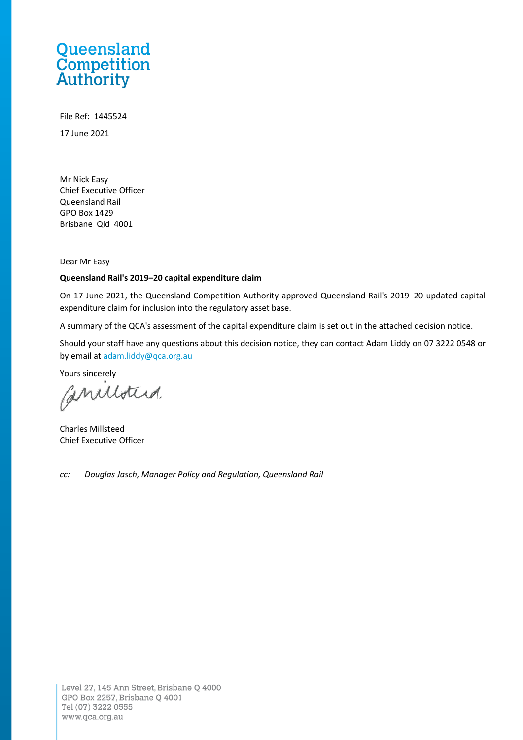Queensland Competition Authority

File Ref: 1445524

17 June 2021

Mr Nick Easy
Chief Executive Officer
Queensland Rail
GPO Box 1429
Brisbane Qld 4001

Dear Mr Easy

**Queensland Rail's 2019–20 capital expenditure claim**

On 17 June 2021, the Queensland Competition Authority approved Queensland Rail's 2019–20 updated capital expenditure claim for inclusion into the regulatory asset base.

A summary of the QCA's assessment of the capital expenditure claim is set out in the attached decision notice.

Should your staff have any questions about this decision notice, they can contact Adam Liddy on 07 3222 0548 or by email at adam.liddy@qca.org.au

Yours sincerely

Charles Millsteed
Chief Executive Officer

*cc: Douglas Jasch, Manager Policy and Regulation, Queensland Rail*

Level 27, 145 Ann Street, Brisbane Q 4000
GPO Box 2257, Brisbane Q 4001
Tel (07) 3222 0555
www.qca.org.au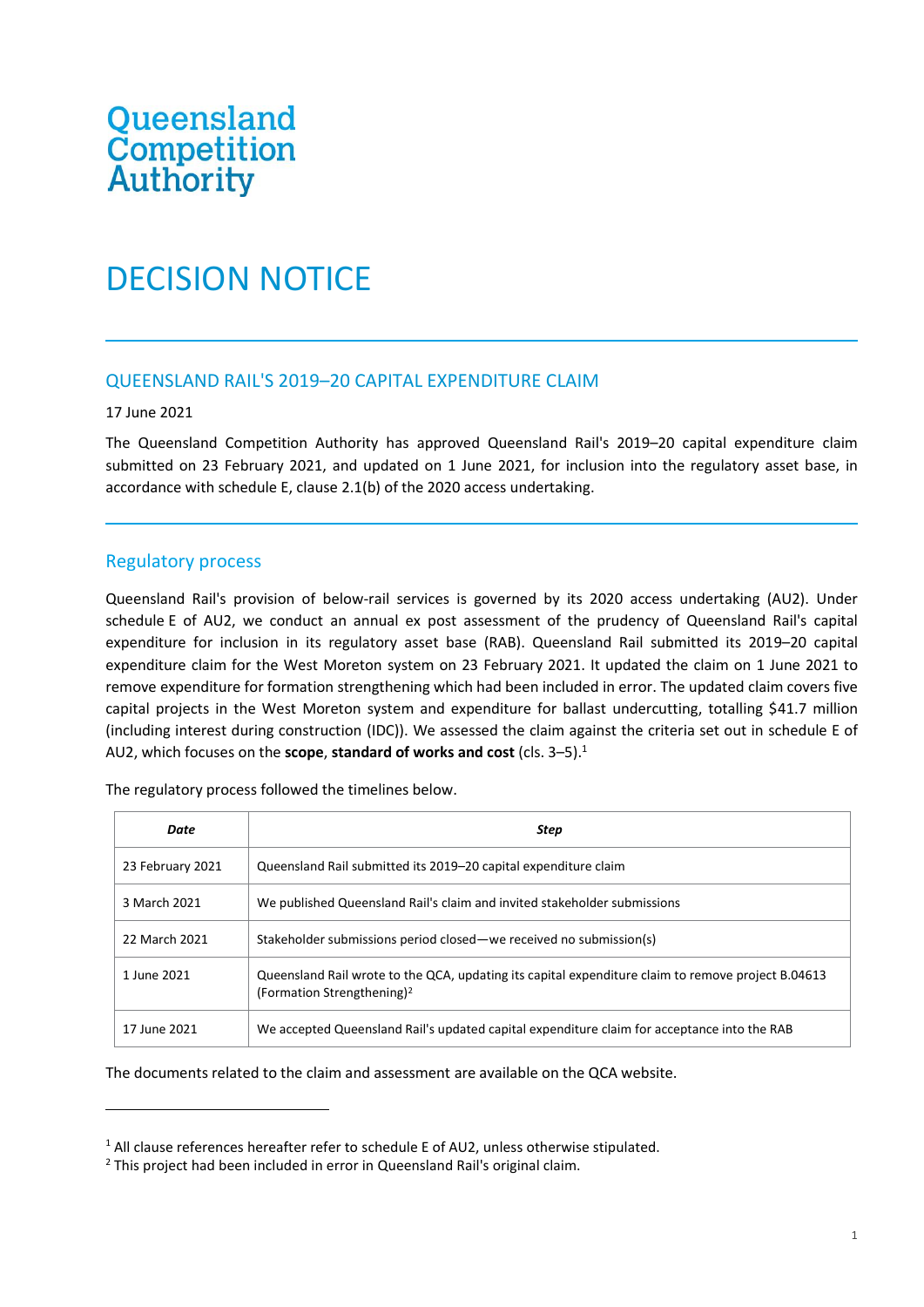Queensland Competition Authority

# DECISION NOTICE

## QUEENSLAND RAIL'S 2019–20 CAPITAL EXPENDITURE CLAIM

17 June 2021

The Queensland Competition Authority has approved Queensland Rail's 2019–20 capital expenditure claim submitted on 23 February 2021, and updated on 1 June 2021, for inclusion into the regulatory asset base, in accordance with schedule E, clause 2.1(b) of the 2020 access undertaking.

## Regulatory process

Queensland Rail's provision of below-rail services is governed by its 2020 access undertaking (AU2). Under schedule E of AU2, we conduct an annual ex post assessment of the prudency of Queensland Rail's capital expenditure for inclusion in its regulatory asset base (RAB). Queensland Rail submitted its 2019–20 capital expenditure claim for the West Moreton system on 23 February 2021. It updated the claim on 1 June 2021 to remove expenditure for formation strengthening which had been included in error. The updated claim covers five capital projects in the West Moreton system and expenditure for ballast undercutting, totalling $41.7 million (including interest during construction (IDC)). We assessed the claim against the criteria set out in schedule E of AU2, which focuses on the **scope**, **standard of works and cost** (cls. 3–5).[1]

The regulatory process followed the timelines below.

| *Date* | *Step* |
|---|---|
| 23 February 2021 | Queensland Rail submitted its 2019–20 capital expenditure claim |
| 3 March 2021 | We published Queensland Rail's claim and invited stakeholder submissions |
| 22 March 2021 | Stakeholder submissions period closed—we received no submission(s) |
| 1 June 2021 | Queensland Rail wrote to the QCA, updating its capital expenditure claim to remove project B.04613 (Formation Strengthening)[2] |
| 17 June 2021 | We accepted Queensland Rail's updated capital expenditure claim for acceptance into the RAB |

The documents related to the claim and assessment are available on the QCA website.

[1] All clause references hereafter refer to schedule E of AU2, unless otherwise stipulated.

[2] This project had been included in error in Queensland Rail's original claim.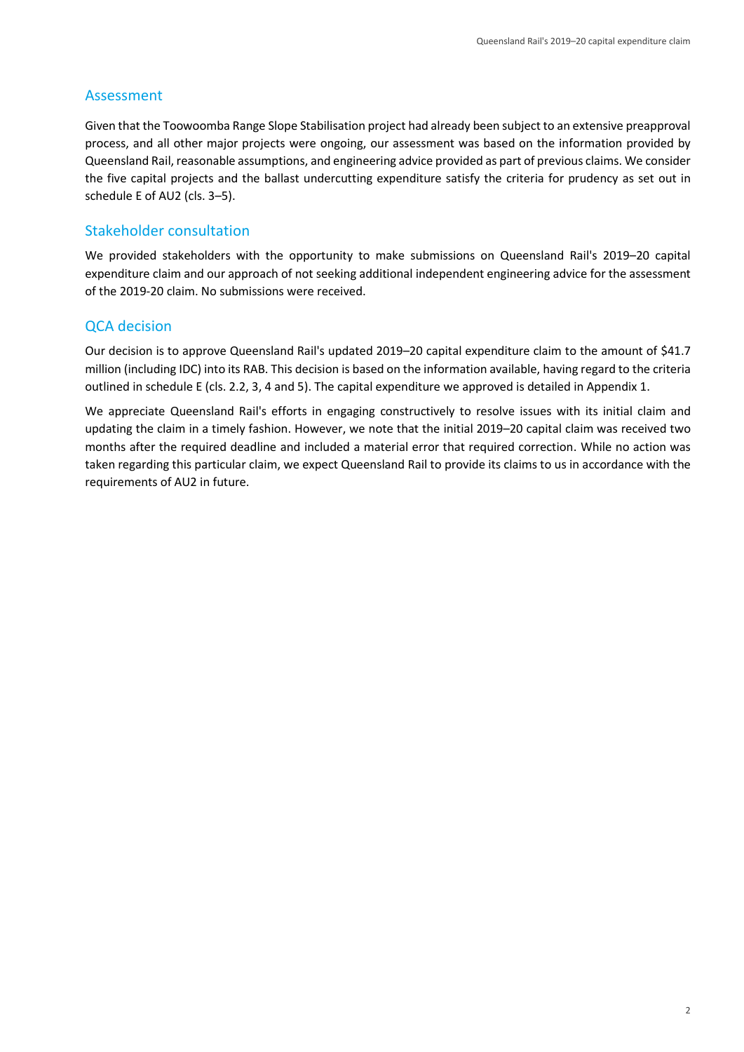## Assessment

Given that the Toowoomba Range Slope Stabilisation project had already been subject to an extensive preapproval process, and all other major projects were ongoing, our assessment was based on the information provided by Queensland Rail, reasonable assumptions, and engineering advice provided as part of previous claims. We consider the five capital projects and the ballast undercutting expenditure satisfy the criteria for prudency as set out in schedule E of AU2 (cls. 3–5).

## Stakeholder consultation

We provided stakeholders with the opportunity to make submissions on Queensland Rail's 2019–20 capital expenditure claim and our approach of not seeking additional independent engineering advice for the assessment of the 2019-20 claim. No submissions were received.

## QCA decision

Our decision is to approve Queensland Rail's updated 2019–20 capital expenditure claim to the amount of $41.7 million (including IDC) into its RAB. This decision is based on the information available, having regard to the criteria outlined in schedule E (cls. 2.2, 3, 4 and 5). The capital expenditure we approved is detailed in Appendix 1.

We appreciate Queensland Rail's efforts in engaging constructively to resolve issues with its initial claim and updating the claim in a timely fashion. However, we note that the initial 2019–20 capital claim was received two months after the required deadline and included a material error that required correction. While no action was taken regarding this particular claim, we expect Queensland Rail to provide its claims to us in accordance with the requirements of AU2 in future.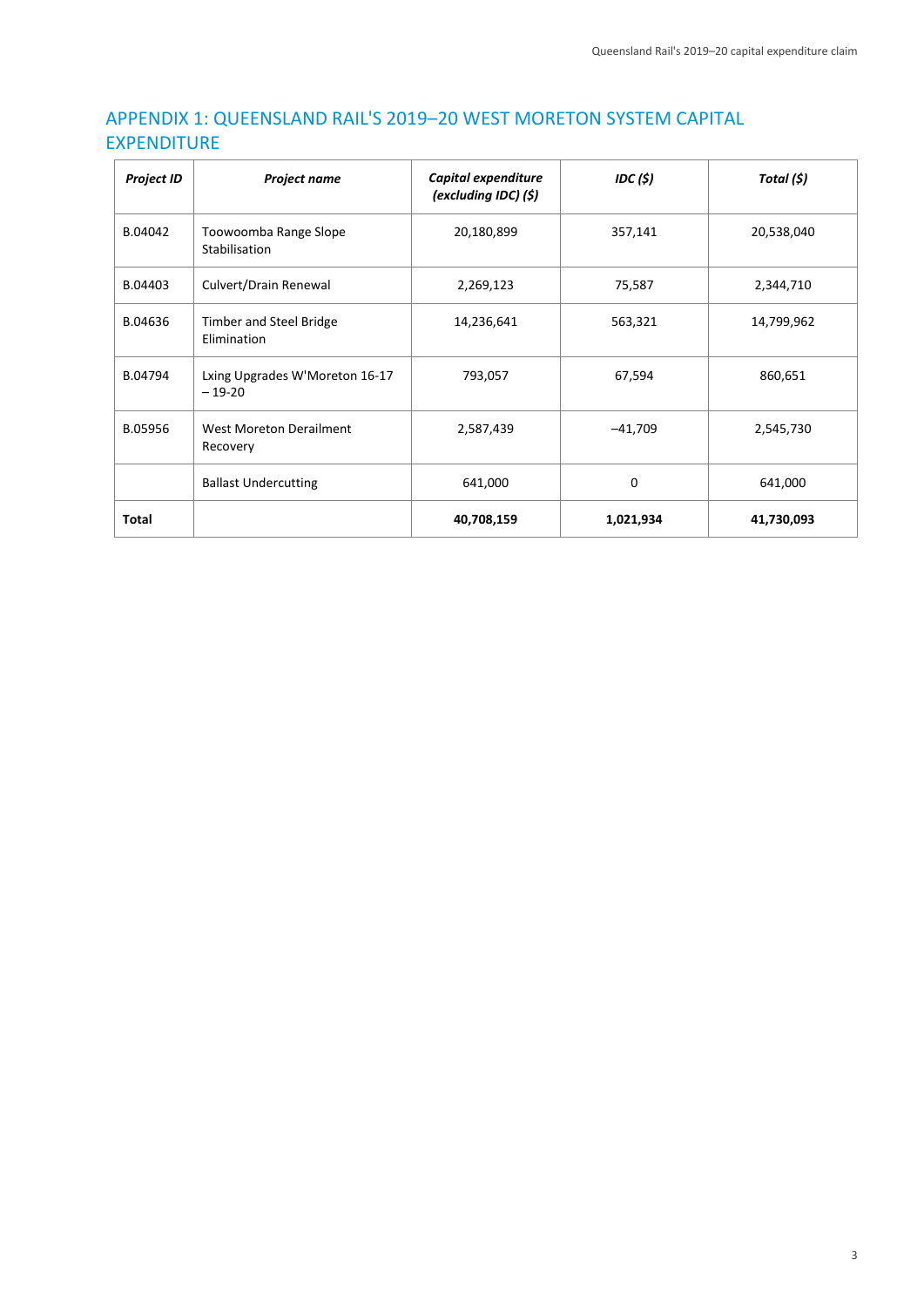## APPENDIX 1: QUEENSLAND RAIL'S 2019–20 WEST MORETON SYSTEM CAPITAL EXPENDITURE

| *Project ID* | *Project name* | *Capital expenditure (excluding IDC) ($)* | *IDC ($)* | *Total ($)* |
|---|---|---|---|---|
| B.04042 | Toowoomba Range Slope Stabilisation | 20,180,899 | 357,141 | 20,538,040 |
| B.04403 | Culvert/Drain Renewal | 2,269,123 | 75,587 | 2,344,710 |
| B.04636 | Timber and Steel Bridge Elimination | 14,236,641 | 563,321 | 14,799,962 |
| B.04794 | Lxing Upgrades W'Moreton 16-17 – 19-20 | 793,057 | 67,594 | 860,651 |
| B.05956 | West Moreton Derailment Recovery | 2,587,439 | –41,709 | 2,545,730 |
| | Ballast Undercutting | 641,000 | 0 | 641,000 |
| **Total** | | **40,708,159** | **1,021,934** | **41,730,093** |